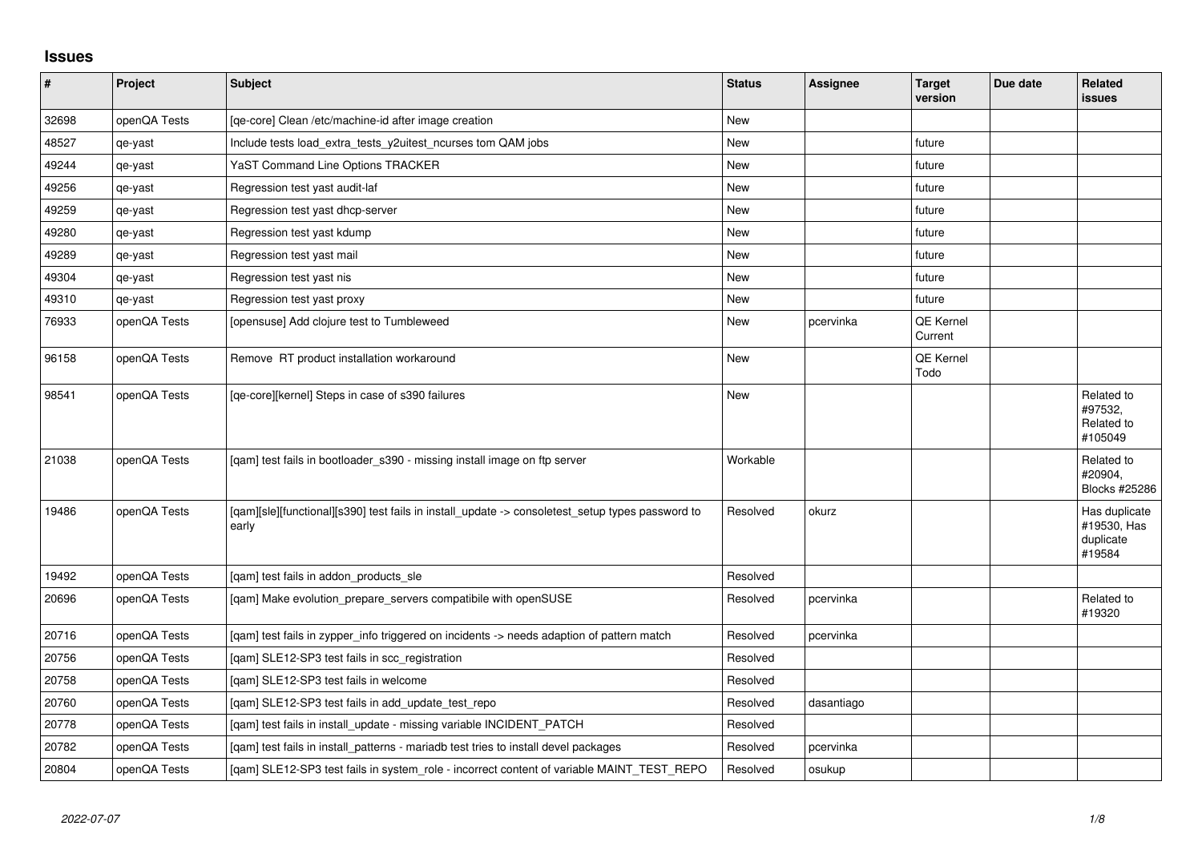## Issues

| # | Project | Subject | Status | Assignee | Target version | Due date | Related issues |
|---|---|---|---|---|---|---|---|
| 32698 | openQA Tests | [qe-core] Clean /etc/machine-id after image creation | New | | | | |
| 48527 | qe-yast | Include tests load_extra_tests_y2uitest_ncurses tom QAM jobs | New | | future | | |
| 49244 | qe-yast | YaST Command Line Options TRACKER | New | | future | | |
| 49256 | qe-yast | Regression test yast audit-laf | New | | future | | |
| 49259 | qe-yast | Regression test yast dhcp-server | New | | future | | |
| 49280 | qe-yast | Regression test yast kdump | New | | future | | |
| 49289 | qe-yast | Regression test yast mail | New | | future | | |
| 49304 | qe-yast | Regression test yast nis | New | | future | | |
| 49310 | qe-yast | Regression test yast proxy | New | | future | | |
| 76933 | openQA Tests | [opensuse] Add clojure test to Tumbleweed | New | pcervinka | QE Kernel Current | | |
| 96158 | openQA Tests | Remove RT product installation workaround | New | | QE Kernel Todo | | |
| 98541 | openQA Tests | [qe-core][kernel] Steps in case of s390 failures | New | | | | Related to #97532, Related to #105049 |
| 21038 | openQA Tests | [qam] test fails in bootloader_s390 - missing install image on ftp server | Workable | | | | Related to #20904, Blocks #25286 |
| 19486 | openQA Tests | [qam][sle][functional][s390] test fails in install_update -> consoletest_setup types password to early | Resolved | okurz | | | Has duplicate #19530, Has duplicate #19584 |
| 19492 | openQA Tests | [qam] test fails in addon_products_sle | Resolved | | | | |
| 20696 | openQA Tests | [qam] Make evolution_prepare_servers compatibile with openSUSE | Resolved | pcervinka | | | Related to #19320 |
| 20716 | openQA Tests | [qam] test fails in zypper_info triggered on incidents -> needs adaption of pattern match | Resolved | pcervinka | | | |
| 20756 | openQA Tests | [qam] SLE12-SP3 test fails in scc_registration | Resolved | | | | |
| 20758 | openQA Tests | [qam] SLE12-SP3 test fails in welcome | Resolved | | | | |
| 20760 | openQA Tests | [qam] SLE12-SP3 test fails in add_update_test_repo | Resolved | dasantiago | | | |
| 20778 | openQA Tests | [qam] test fails in install_update - missing variable INCIDENT_PATCH | Resolved | | | | |
| 20782 | openQA Tests | [qam] test fails in install_patterns - mariadb test tries to install devel packages | Resolved | pcervinka | | | |
| 20804 | openQA Tests | [qam] SLE12-SP3 test fails in system_role - incorrect content of variable MAINT_TEST_REPO | Resolved | osukup | | | |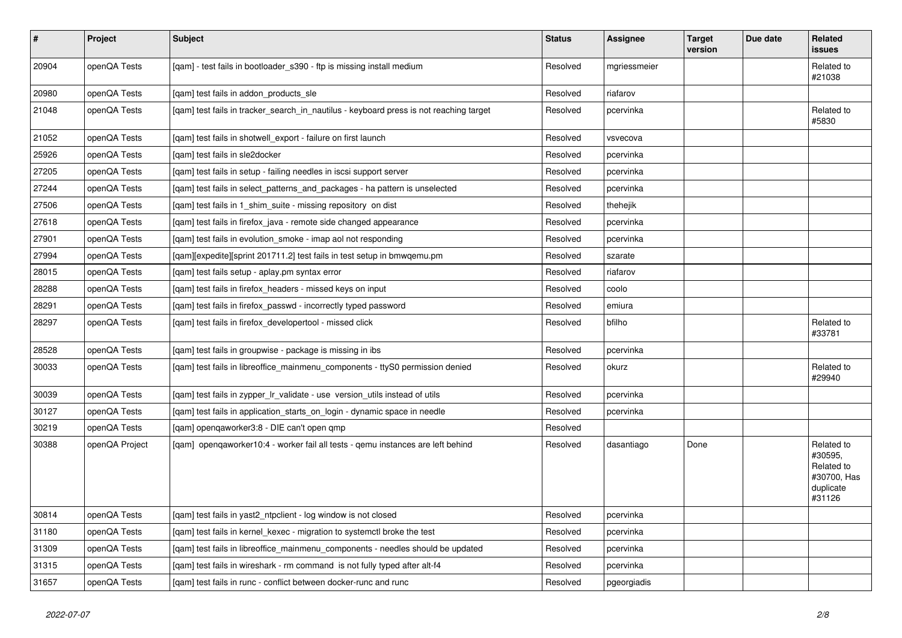| # | Project | Subject | Status | Assignee | Target version | Due date | Related issues |
|---|---|---|---|---|---|---|---|
| 20904 | openQA Tests | [qam] - test fails in bootloader_s390 - ftp is missing install medium | Resolved | mgriessmeier | | | Related to #21038 |
| 20980 | openQA Tests | [qam] test fails in addon_products_sle | Resolved | riafarov | | | |
| 21048 | openQA Tests | [qam] test fails in tracker_search_in_nautilus - keyboard press is not reaching target | Resolved | pcervinka | | | Related to #5830 |
| 21052 | openQA Tests | [qam] test fails in shotwell_export - failure on first launch | Resolved | vsvecova | | | |
| 25926 | openQA Tests | [qam] test fails in sle2docker | Resolved | pcervinka | | | |
| 27205 | openQA Tests | [qam] test fails in setup - failing needles in iscsi support server | Resolved | pcervinka | | | |
| 27244 | openQA Tests | [qam] test fails in select_patterns_and_packages - ha pattern is unselected | Resolved | pcervinka | | | |
| 27506 | openQA Tests | [qam] test fails in 1_shim_suite - missing repository on dist | Resolved | thehejik | | | |
| 27618 | openQA Tests | [qam] test fails in firefox_java - remote side changed appearance | Resolved | pcervinka | | | |
| 27901 | openQA Tests | [qam] test fails in evolution_smoke - imap aol not responding | Resolved | pcervinka | | | |
| 27994 | openQA Tests | [qam][expedite][sprint 201711.2] test fails in test setup in bmwqemu.pm | Resolved | szarate | | | |
| 28015 | openQA Tests | [qam] test fails setup - aplay.pm syntax error | Resolved | riafarov | | | |
| 28288 | openQA Tests | [qam] test fails in firefox_headers - missed keys on input | Resolved | coolo | | | |
| 28291 | openQA Tests | [qam] test fails in firefox_passwd - incorrectly typed password | Resolved | emiura | | | |
| 28297 | openQA Tests | [qam] test fails in firefox_developertool - missed click | Resolved | bfilho | | | Related to #33781 |
| 28528 | openQA Tests | [qam] test fails in groupwise - package is missing in ibs | Resolved | pcervinka | | | |
| 30033 | openQA Tests | [qam] test fails in libreoffice_mainmenu_components - ttyS0 permission denied | Resolved | okurz | | | Related to #29940 |
| 30039 | openQA Tests | [qam] test fails in zypper_lr_validate - use version_utils instead of utils | Resolved | pcervinka | | | |
| 30127 | openQA Tests | [qam] test fails in application_starts_on_login - dynamic space in needle | Resolved | pcervinka | | | |
| 30219 | openQA Tests | [qam] openqaworker3:8 - DIE can't open qmp | Resolved | | | | |
| 30388 | openQA Project | [qam] openqaworker10:4 - worker fail all tests - qemu instances are left behind | Resolved | dasantiago | Done | | Related to #30595, Related to #30700, Has duplicate #31126 |
| 30814 | openQA Tests | [qam] test fails in yast2_ntpclient - log window is not closed | Resolved | pcervinka | | | |
| 31180 | openQA Tests | [qam] test fails in kernel_kexec - migration to systemctl broke the test | Resolved | pcervinka | | | |
| 31309 | openQA Tests | [qam] test fails in libreoffice_mainmenu_components - needles should be updated | Resolved | pcervinka | | | |
| 31315 | openQA Tests | [qam] test fails in wireshark - rm command is not fully typed after alt-f4 | Resolved | pcervinka | | | |
| 31657 | openQA Tests | [qam] test fails in runc - conflict between docker-runc and runc | Resolved | pgeorgiadis | | | |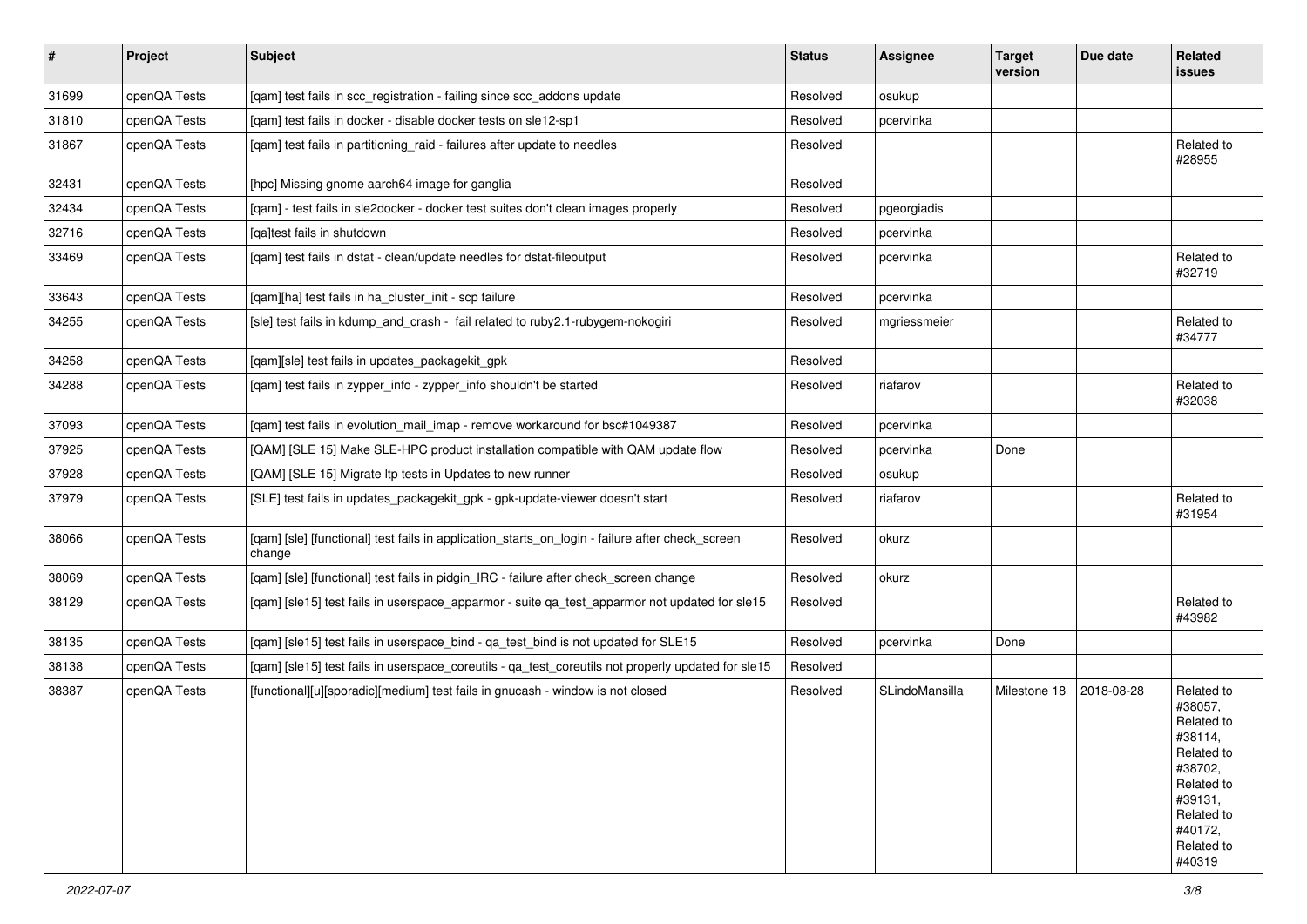| # | Project | Subject | Status | Assignee | Target version | Due date | Related issues |
|---|---|---|---|---|---|---|---|
| 31699 | openQA Tests | [qam] test fails in scc_registration - failing since scc_addons update | Resolved | osukup | | | |
| 31810 | openQA Tests | [qam] test fails in docker - disable docker tests on sle12-sp1 | Resolved | pcervinka | | | |
| 31867 | openQA Tests | [qam] test fails in partitioning_raid - failures after update to needles | Resolved | | | | Related to #28955 |
| 32431 | openQA Tests | [hpc] Missing gnome aarch64 image for ganglia | Resolved | | | | |
| 32434 | openQA Tests | [qam] - test fails in sle2docker - docker test suites don't clean images properly | Resolved | pgeorgiadis | | | |
| 32716 | openQA Tests | [qa]test fails in shutdown | Resolved | pcervinka | | | |
| 33469 | openQA Tests | [qam] test fails in dstat - clean/update needles for dstat-fileoutput | Resolved | pcervinka | | | Related to #32719 |
| 33643 | openQA Tests | [qam][ha] test fails in ha_cluster_init - scp failure | Resolved | pcervinka | | | |
| 34255 | openQA Tests | [sle] test fails in kdump_and_crash - fail related to ruby2.1-rubygem-nokogiri | Resolved | mgriessmeier | | | Related to #34777 |
| 34258 | openQA Tests | [qam][sle] test fails in updates_packagekit_gpk | Resolved | | | | |
| 34288 | openQA Tests | [qam] test fails in zypper_info - zypper_info shouldn't be started | Resolved | riafarov | | | Related to #32038 |
| 37093 | openQA Tests | [qam] test fails in evolution_mail_imap - remove workaround for bsc#1049387 | Resolved | pcervinka | | | |
| 37925 | openQA Tests | [QAM] [SLE 15] Make SLE-HPC product installation compatible with QAM update flow | Resolved | pcervinka | Done | | |
| 37928 | openQA Tests | [QAM] [SLE 15] Migrate ltp tests in Updates to new runner | Resolved | osukup | | | |
| 37979 | openQA Tests | [SLE] test fails in updates_packagekit_gpk - gpk-update-viewer doesn't start | Resolved | riafarov | | | Related to #31954 |
| 38066 | openQA Tests | [qam] [sle] [functional] test fails in application_starts_on_login - failure after check_screen change | Resolved | okurz | | | |
| 38069 | openQA Tests | [qam] [sle] [functional] test fails in pidgin_IRC - failure after check_screen change | Resolved | okurz | | | |
| 38129 | openQA Tests | [qam] [sle15] test fails in userspace_apparmor - suite qa_test_apparmor not updated for sle15 | Resolved | | | | Related to #43982 |
| 38135 | openQA Tests | [qam] [sle15] test fails in userspace_bind - qa_test_bind is not updated for SLE15 | Resolved | pcervinka | Done | | |
| 38138 | openQA Tests | [qam] [sle15] test fails in userspace_coreutils - qa_test_coreutils not properly updated for sle15 | Resolved | | | | |
| 38387 | openQA Tests | [functional][u][sporadic][medium] test fails in gnucash - window is not closed | Resolved | SLindoMansilla | Milestone 18 | 2018-08-28 | Related to #38057, Related to #38114, Related to #38702, Related to #39131, Related to #40172, Related to #40319 |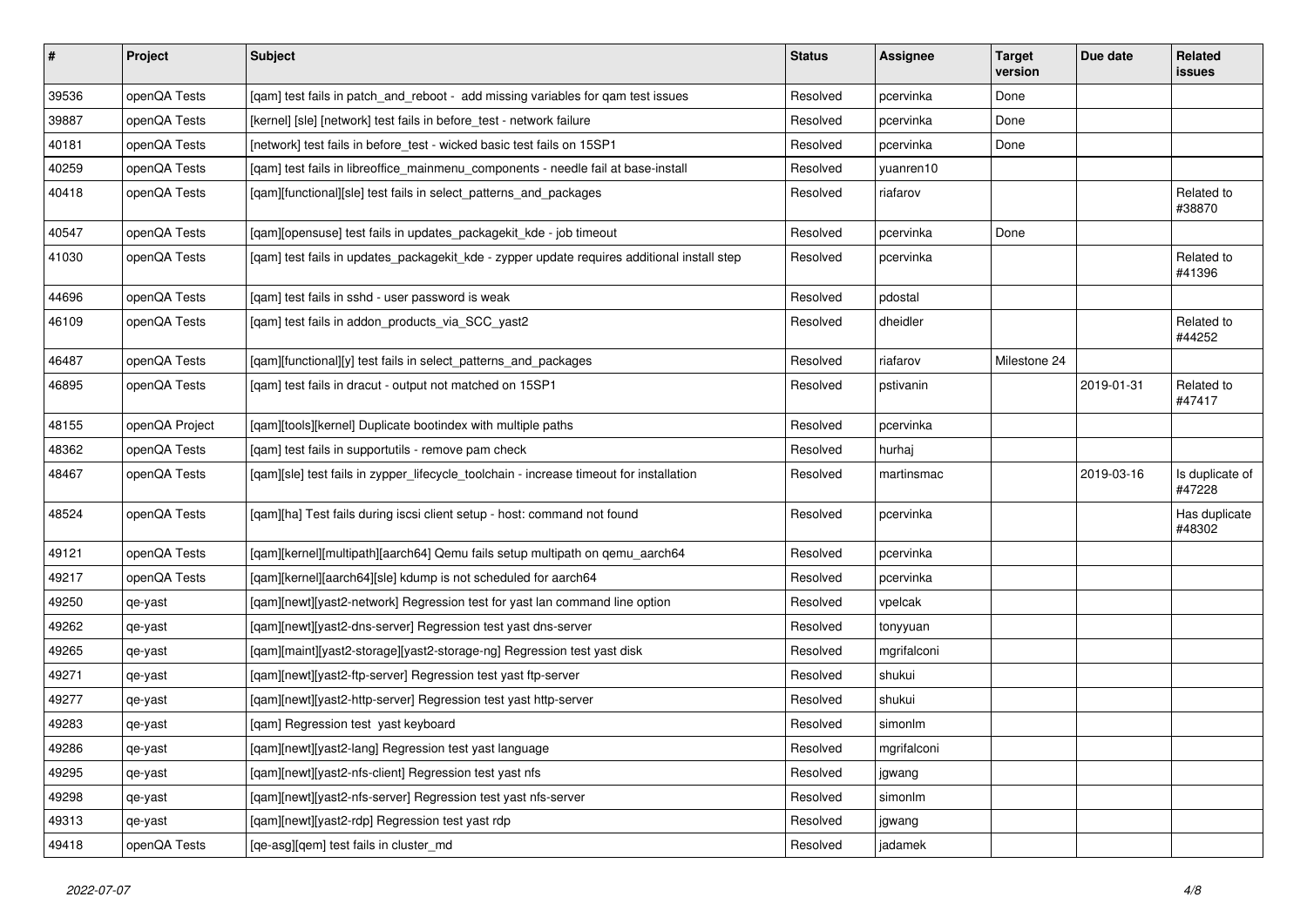| # | Project | Subject | Status | Assignee | Target version | Due date | Related issues |
|---|---|---|---|---|---|---|---|
| 39536 | openQA Tests | [qam] test fails in patch_and_reboot - add missing variables for qam test issues | Resolved | pcervinka | Done | | |
| 39887 | openQA Tests | [kernel] [sle] [network] test fails in before_test - network failure | Resolved | pcervinka | Done | | |
| 40181 | openQA Tests | [network] test fails in before_test - wicked basic test fails on 15SP1 | Resolved | pcervinka | Done | | |
| 40259 | openQA Tests | [qam] test fails in libreoffice_mainmenu_components - needle fail at base-install | Resolved | yuanren10 | | | |
| 40418 | openQA Tests | [qam][functional][sle] test fails in select_patterns_and_packages | Resolved | riafarov | | | Related to #38870 |
| 40547 | openQA Tests | [qam][opensuse] test fails in updates_packagekit_kde - job timeout | Resolved | pcervinka | Done | | |
| 41030 | openQA Tests | [qam] test fails in updates_packagekit_kde - zypper update requires additional install step | Resolved | pcervinka | | | Related to #41396 |
| 44696 | openQA Tests | [qam] test fails in sshd - user password is weak | Resolved | pdostal | | | |
| 46109 | openQA Tests | [qam] test fails in addon_products_via_SCC_yast2 | Resolved | dheidler | | | Related to #44252 |
| 46487 | openQA Tests | [qam][functional][y] test fails in select_patterns_and_packages | Resolved | riafarov | Milestone 24 | | |
| 46895 | openQA Tests | [qam] test fails in dracut - output not matched on 15SP1 | Resolved | pstivanin | | 2019-01-31 | Related to #47417 |
| 48155 | openQA Project | [qam][tools][kernel] Duplicate bootindex with multiple paths | Resolved | pcervinka | | | |
| 48362 | openQA Tests | [qam] test fails in supportutils - remove pam check | Resolved | hurhaj | | | |
| 48467 | openQA Tests | [qam][sle] test fails in zypper_lifecycle_toolchain - increase timeout for installation | Resolved | martinsmac | | 2019-03-16 | Is duplicate of #47228 |
| 48524 | openQA Tests | [qam][ha] Test fails during iscsi client setup - host: command not found | Resolved | pcervinka | | | Has duplicate #48302 |
| 49121 | openQA Tests | [qam][kernel][multipath][aarch64] Qemu fails setup multipath on qemu_aarch64 | Resolved | pcervinka | | | |
| 49217 | openQA Tests | [qam][kernel][aarch64][sle] kdump is not scheduled for aarch64 | Resolved | pcervinka | | | |
| 49250 | qe-yast | [qam][newt][yast2-network] Regression test for yast lan command line option | Resolved | vpelcak | | | |
| 49262 | qe-yast | [qam][newt][yast2-dns-server] Regression test yast dns-server | Resolved | tonyyuan | | | |
| 49265 | qe-yast | [qam][maint][yast2-storage][yast2-storage-ng] Regression test yast disk | Resolved | mgrifalconi | | | |
| 49271 | qe-yast | [qam][newt][yast2-ftp-server] Regression test yast ftp-server | Resolved | shukui | | | |
| 49277 | qe-yast | [qam][newt][yast2-http-server] Regression test yast http-server | Resolved | shukui | | | |
| 49283 | qe-yast | [qam] Regression test yast keyboard | Resolved | simonlm | | | |
| 49286 | qe-yast | [qam][newt][yast2-lang] Regression test yast language | Resolved | mgrifalconi | | | |
| 49295 | qe-yast | [qam][newt][yast2-nfs-client] Regression test yast nfs | Resolved | jgwang | | | |
| 49298 | qe-yast | [qam][newt][yast2-nfs-server] Regression test yast nfs-server | Resolved | simonlm | | | |
| 49313 | qe-yast | [qam][newt][yast2-rdp] Regression test yast rdp | Resolved | jgwang | | | |
| 49418 | openQA Tests | [qe-asg][qem] test fails in cluster_md | Resolved | jadamek | | | |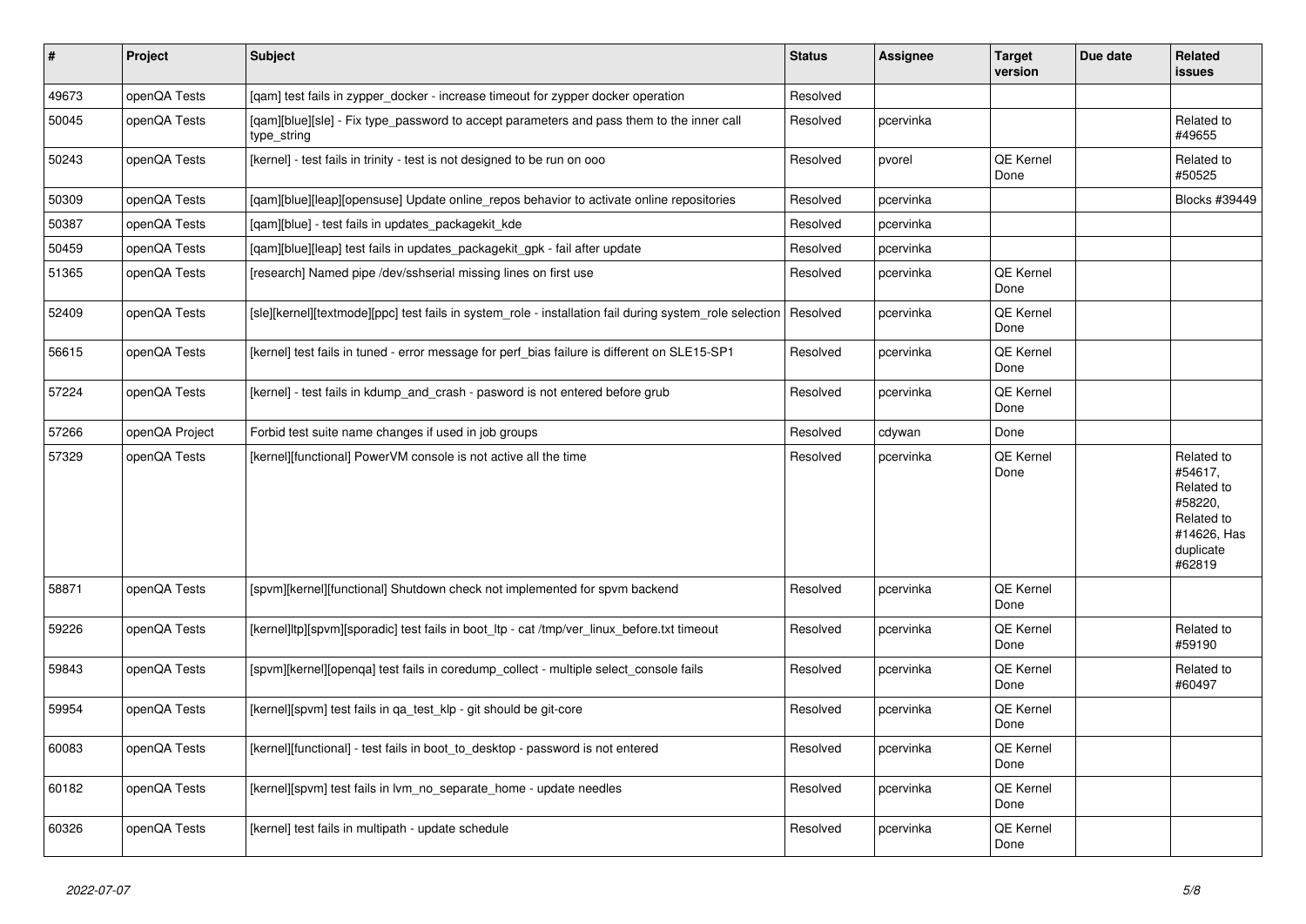| # | Project | Subject | Status | Assignee | Target version | Due date | Related issues |
|---|---|---|---|---|---|---|---|
| 49673 | openQA Tests | [qam] test fails in zypper_docker - increase timeout for zypper docker operation | Resolved | | | | |
| 50045 | openQA Tests | [qam][blue][sle] - Fix type_password to accept parameters and pass them to the inner call type_string | Resolved | pcervinka | | | Related to #49655 |
| 50243 | openQA Tests | [kernel] - test fails in trinity - test is not designed to be run on ooo | Resolved | pvorel | QE Kernel Done | | Related to #50525 |
| 50309 | openQA Tests | [qam][blue][leap][opensuse] Update online_repos behavior to activate online repositories | Resolved | pcervinka | | | Blocks #39449 |
| 50387 | openQA Tests | [qam][blue] - test fails in updates_packagekit_kde | Resolved | pcervinka | | | |
| 50459 | openQA Tests | [qam][blue][leap] test fails in updates_packagekit_gpk - fail after update | Resolved | pcervinka | | | |
| 51365 | openQA Tests | [research] Named pipe /dev/sshserial missing lines on first use | Resolved | pcervinka | QE Kernel Done | | |
| 52409 | openQA Tests | [sle][kernel][textmode][ppc] test fails in system_role - installation fail during system_role selection | Resolved | pcervinka | QE Kernel Done | | |
| 56615 | openQA Tests | [kernel] test fails in tuned - error message for perf_bias failure is different on SLE15-SP1 | Resolved | pcervinka | QE Kernel Done | | |
| 57224 | openQA Tests | [kernel] - test fails in kdump_and_crash - pasword is not entered before grub | Resolved | pcervinka | QE Kernel Done | | |
| 57266 | openQA Project | Forbid test suite name changes if used in job groups | Resolved | cdywan | Done | | |
| 57329 | openQA Tests | [kernel][functional] PowerVM console is not active all the time | Resolved | pcervinka | QE Kernel Done | | Related to #54617, Related to #58220, Related to #14626, Has duplicate #62819 |
| 58871 | openQA Tests | [spvm][kernel][functional] Shutdown check not implemented for spvm backend | Resolved | pcervinka | QE Kernel Done | | |
| 59226 | openQA Tests | [kernel]ltp][spvm][sporadic] test fails in boot_ltp - cat /tmp/ver_linux_before.txt timeout | Resolved | pcervinka | QE Kernel Done | | Related to #59190 |
| 59843 | openQA Tests | [spvm][kernel][openqa] test fails in coredump_collect - multiple select_console fails | Resolved | pcervinka | QE Kernel Done | | Related to #60497 |
| 59954 | openQA Tests | [kernel][spvm] test fails in qa_test_klp - git should be git-core | Resolved | pcervinka | QE Kernel Done | | |
| 60083 | openQA Tests | [kernel][functional] - test fails in boot_to_desktop - password is not entered | Resolved | pcervinka | QE Kernel Done | | |
| 60182 | openQA Tests | [kernel][spvm] test fails in lvm_no_separate_home - update needles | Resolved | pcervinka | QE Kernel Done | | |
| 60326 | openQA Tests | [kernel] test fails in multipath - update schedule | Resolved | pcervinka | QE Kernel Done | | |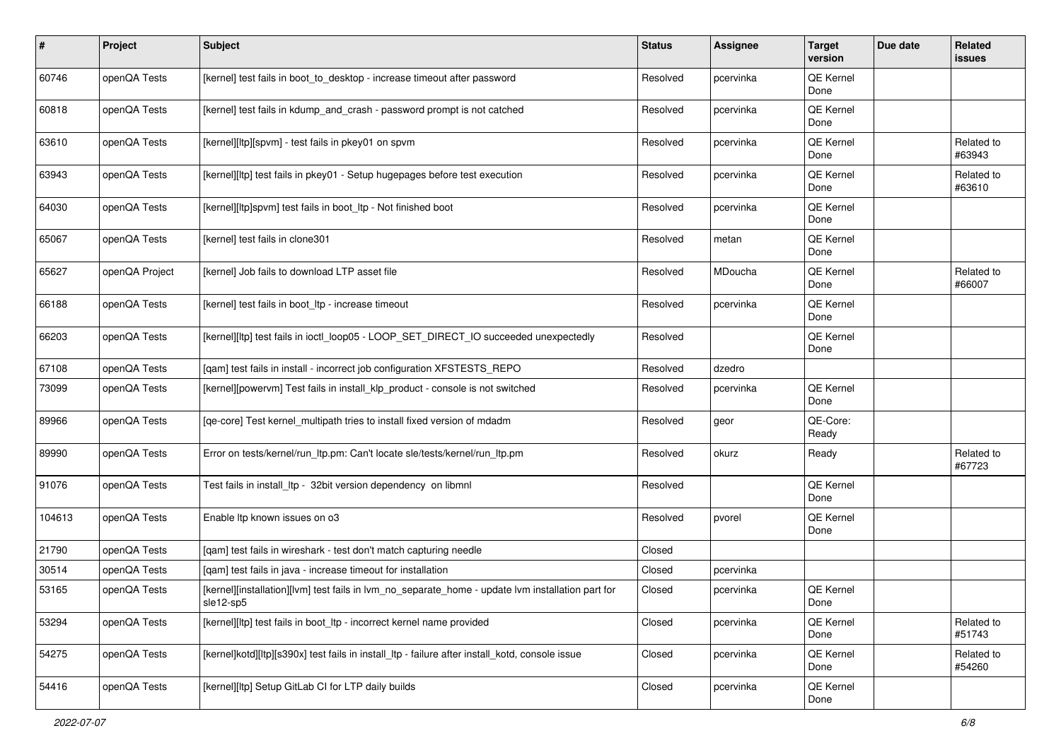| # | Project | Subject | Status | Assignee | Target version | Due date | Related issues |
|---|---|---|---|---|---|---|---|
| 60746 | openQA Tests | [kernel] test fails in boot_to_desktop - increase timeout after password | Resolved | pcervinka | QE Kernel Done | | |
| 60818 | openQA Tests | [kernel] test fails in kdump_and_crash - password prompt is not catched | Resolved | pcervinka | QE Kernel Done | | |
| 63610 | openQA Tests | [kernel][ltp][spvm] - test fails in pkey01 on spvm | Resolved | pcervinka | QE Kernel Done | | Related to #63943 |
| 63943 | openQA Tests | [kernel][ltp] test fails in pkey01 - Setup hugepages before test execution | Resolved | pcervinka | QE Kernel Done | | Related to #63610 |
| 64030 | openQA Tests | [kernel][ltp]spvm] test fails in boot_ltp - Not finished boot | Resolved | pcervinka | QE Kernel Done | | |
| 65067 | openQA Tests | [kernel] test fails in clone301 | Resolved | metan | QE Kernel Done | | |
| 65627 | openQA Project | [kernel] Job fails to download LTP asset file | Resolved | MDoucha | QE Kernel Done | | Related to #66007 |
| 66188 | openQA Tests | [kernel] test fails in boot_ltp - increase timeout | Resolved | pcervinka | QE Kernel Done | | |
| 66203 | openQA Tests | [kernel][ltp] test fails in ioctl_loop05 - LOOP_SET_DIRECT_IO succeeded unexpectedly | Resolved | | QE Kernel Done | | |
| 67108 | openQA Tests | [qam] test fails in install - incorrect job configuration XFSTESTS_REPO | Resolved | dzedro | | | |
| 73099 | openQA Tests | [kernel][powervm] Test fails in install_klp_product - console is not switched | Resolved | pcervinka | QE Kernel Done | | |
| 89966 | openQA Tests | [qe-core] Test kernel_multipath tries to install fixed version of mdadm | Resolved | geor | QE-Core: Ready | | |
| 89990 | openQA Tests | Error on tests/kernel/run_ltp.pm: Can't locate sle/tests/kernel/run_ltp.pm | Resolved | okurz | Ready | | Related to #67723 |
| 91076 | openQA Tests | Test fails in install_ltp - 32bit version dependency on libmnl | Resolved | | QE Kernel Done | | |
| 104613 | openQA Tests | Enable ltp known issues on o3 | Resolved | pvorel | QE Kernel Done | | |
| 21790 | openQA Tests | [qam] test fails in wireshark - test don't match capturing needle | Closed | | | | |
| 30514 | openQA Tests | [qam] test fails in java - increase timeout for installation | Closed | pcervinka | | | |
| 53165 | openQA Tests | [kernel][installation][lvm] test fails in lvm_no_separate_home - update lvm installation part for sle12-sp5 | Closed | pcervinka | QE Kernel Done | | |
| 53294 | openQA Tests | [kernel][ltp] test fails in boot_ltp - incorrect kernel name provided | Closed | pcervinka | QE Kernel Done | | Related to #51743 |
| 54275 | openQA Tests | [kernel]kotd][ltp][s390x] test fails in install_ltp - failure after install_kotd, console issue | Closed | pcervinka | QE Kernel Done | | Related to #54260 |
| 54416 | openQA Tests | [kernel][ltp] Setup GitLab CI for LTP daily builds | Closed | pcervinka | QE Kernel Done | | |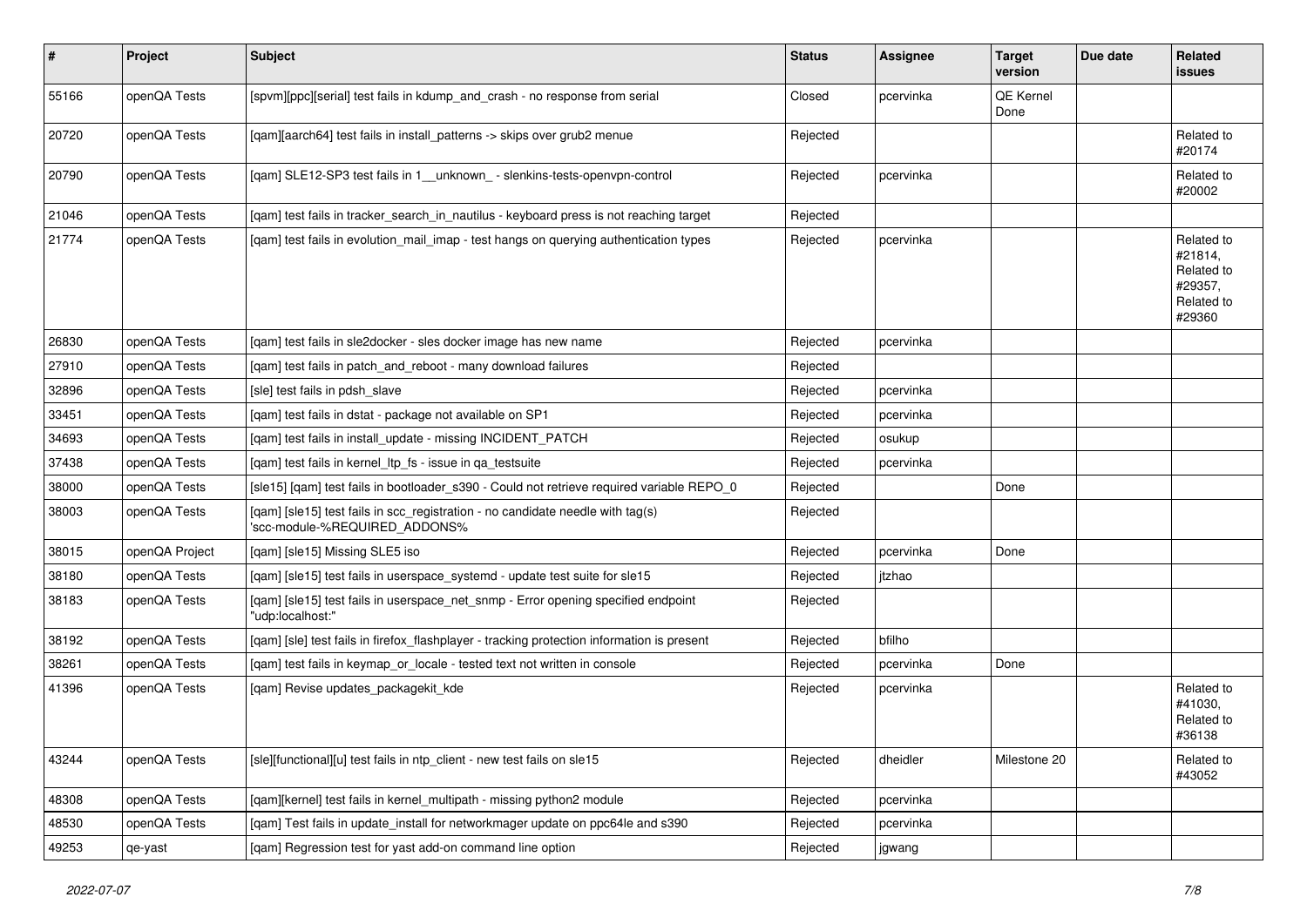| # | Project | Subject | Status | Assignee | Target version | Due date | Related issues |
|---|---|---|---|---|---|---|---|
| 55166 | openQA Tests | [spvm][ppc][serial] test fails in kdump_and_crash - no response from serial | Closed | pcervinka | QE Kernel Done | | |
| 20720 | openQA Tests | [qam][aarch64] test fails in install_patterns -> skips over grub2 menue | Rejected | | | | Related to #20174 |
| 20790 | openQA Tests | [qam] SLE12-SP3 test fails in 1__unknown_ - slenkins-tests-openvpn-control | Rejected | pcervinka | | | Related to #20002 |
| 21046 | openQA Tests | [qam] test fails in tracker_search_in_nautilus - keyboard press is not reaching target | Rejected | | | | |
| 21774 | openQA Tests | [qam] test fails in evolution_mail_imap - test hangs on querying authentication types | Rejected | pcervinka | | | Related to #21814, Related to #29357, Related to #29360 |
| 26830 | openQA Tests | [qam] test fails in sle2docker - sles docker image has new name | Rejected | pcervinka | | | |
| 27910 | openQA Tests | [qam] test fails in patch_and_reboot - many download failures | Rejected | | | | |
| 32896 | openQA Tests | [sle] test fails in pdsh_slave | Rejected | pcervinka | | | |
| 33451 | openQA Tests | [qam] test fails in dstat - package not available on SP1 | Rejected | pcervinka | | | |
| 34693 | openQA Tests | [qam] test fails in install_update - missing INCIDENT_PATCH | Rejected | osukup | | | |
| 37438 | openQA Tests | [qam] test fails in kernel_ltp_fs - issue in qa_testsuite | Rejected | pcervinka | | | |
| 38000 | openQA Tests | [sle15] [qam] test fails in bootloader_s390 - Could not retrieve required variable REPO_0 | Rejected | | Done | | |
| 38003 | openQA Tests | [qam] [sle15] test fails in scc_registration - no candidate needle with tag(s) 'scc-module-%REQUIRED_ADDONS% | Rejected | | | | |
| 38015 | openQA Project | [qam] [sle15] Missing SLE5 iso | Rejected | pcervinka | Done | | |
| 38180 | openQA Tests | [qam] [sle15] test fails in userspace_systemd - update test suite for sle15 | Rejected | jtzhao | | | |
| 38183 | openQA Tests | [qam] [sle15] test fails in userspace_net_snmp - Error opening specified endpoint "udp:localhost:" | Rejected | | | | |
| 38192 | openQA Tests | [qam] [sle] test fails in firefox_flashplayer - tracking protection information is present | Rejected | bfilho | | | |
| 38261 | openQA Tests | [qam] test fails in keymap_or_locale - tested text not written in console | Rejected | pcervinka | Done | | |
| 41396 | openQA Tests | [qam] Revise updates_packagekit_kde | Rejected | pcervinka | | | Related to #41030, Related to #36138 |
| 43244 | openQA Tests | [sle][functional][u] test fails in ntp_client - new test fails on sle15 | Rejected | dheidler | Milestone 20 | | Related to #43052 |
| 48308 | openQA Tests | [qam][kernel] test fails in kernel_multipath - missing python2 module | Rejected | pcervinka | | | |
| 48530 | openQA Tests | [qam] Test fails in update_install for networkmager update on ppc64le and s390 | Rejected | pcervinka | | | |
| 49253 | qe-yast | [qam] Regression test for yast add-on command line option | Rejected | jgwang | | | |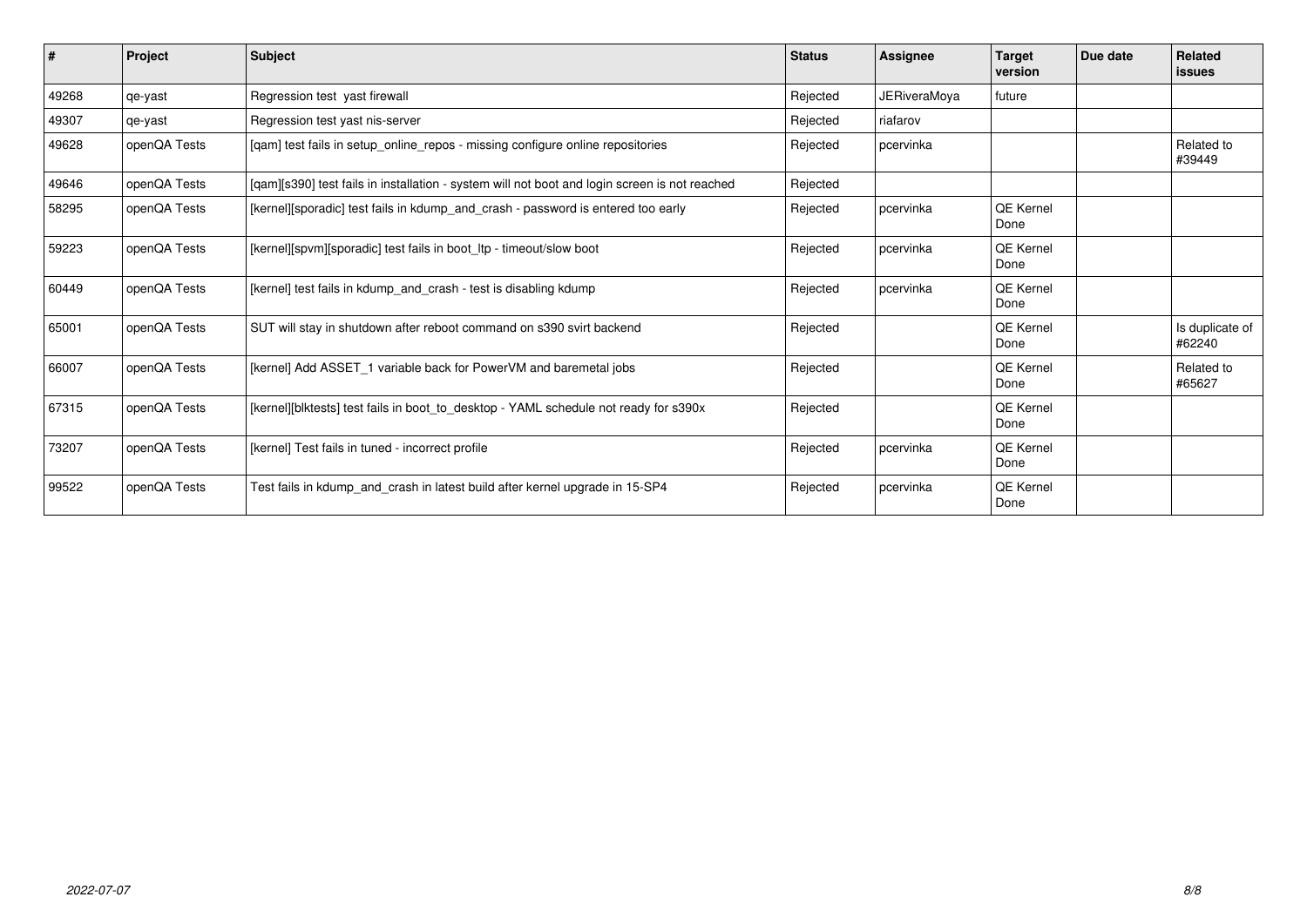| # | Project | Subject | Status | Assignee | Target version | Due date | Related issues |
|---|---|---|---|---|---|---|---|
| 49268 | qe-yast | Regression test yast firewall | Rejected | JERiveraMoya | future | | |
| 49307 | qe-yast | Regression test yast nis-server | Rejected | riafarov | | | |
| 49628 | openQA Tests | [qam] test fails in setup_online_repos - missing configure online repositories | Rejected | pcervinka | | | Related to #39449 |
| 49646 | openQA Tests | [qam][s390] test fails in installation - system will not boot and login screen is not reached | Rejected | | | | |
| 58295 | openQA Tests | [kernel][sporadic] test fails in kdump_and_crash - password is entered too early | Rejected | pcervinka | QE Kernel Done | | |
| 59223 | openQA Tests | [kernel][spvm][sporadic] test fails in boot_ltp - timeout/slow boot | Rejected | pcervinka | QE Kernel Done | | |
| 60449 | openQA Tests | [kernel] test fails in kdump_and_crash - test is disabling kdump | Rejected | pcervinka | QE Kernel Done | | |
| 65001 | openQA Tests | SUT will stay in shutdown after reboot command on s390 svirt backend | Rejected | | QE Kernel Done | | Is duplicate of #62240 |
| 66007 | openQA Tests | [kernel] Add ASSET_1 variable back for PowerVM and baremetal jobs | Rejected | | QE Kernel Done | | Related to #65627 |
| 67315 | openQA Tests | [kernel][blktests] test fails in boot_to_desktop - YAML schedule not ready for s390x | Rejected | | QE Kernel Done | | |
| 73207 | openQA Tests | [kernel] Test fails in tuned - incorrect profile | Rejected | pcervinka | QE Kernel Done | | |
| 99522 | openQA Tests | Test fails in kdump_and_crash in latest build after kernel upgrade in 15-SP4 | Rejected | pcervinka | QE Kernel Done | | |